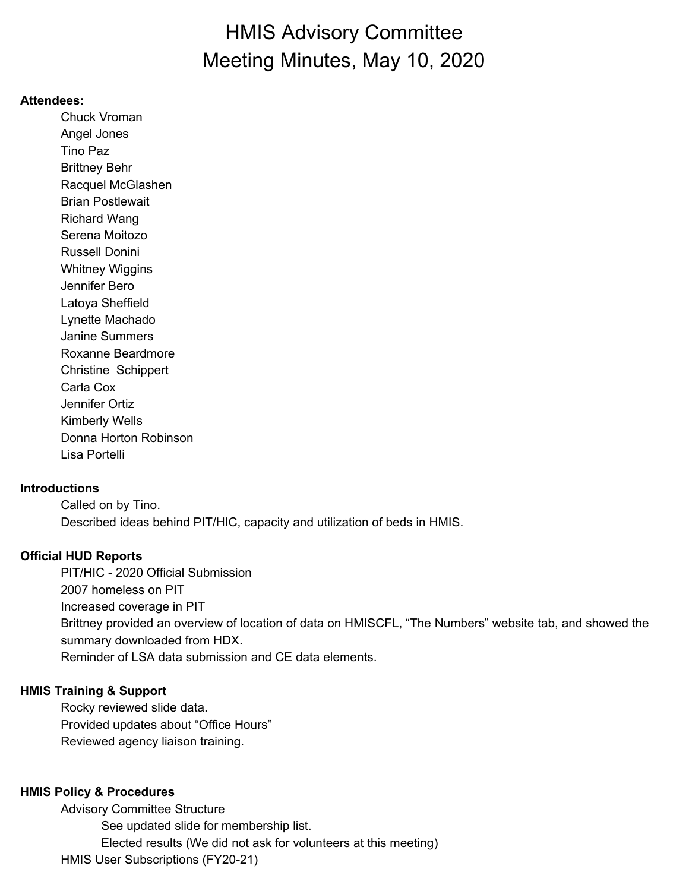# HMIS Advisory Committee
# Meeting Minutes, May 10, 2020

**Attendees:**

- Chuck Vroman
- Angel Jones
- Tino Paz
- Brittney Behr
- Racquel McGlashen
- Brian Postlewait
- Richard Wang
- Serena Moitozo
- Russell Donini
- Whitney Wiggins
- Jennifer Bero
- Latoya Sheffield
- Lynette Machado
- Janine Summers
- Roxanne Beardmore
- Christine Schippert
- Carla Cox
- Jennifer Ortiz
- Kimberly Wells
- Donna Horton Robinson
- Lisa Portelli

**Introductions**

Called on by Tino.
Described ideas behind PIT/HIC, capacity and utilization of beds in HMIS.

**Official HUD Reports**

PIT/HIC - 2020 Official Submission
2007 homeless on PIT
Increased coverage in PIT
Brittney provided an overview of location of data on HMISCFL, "The Numbers" website tab, and showed the summary downloaded from HDX.
Reminder of LSA data submission and CE data elements.

**HMIS Training & Support**

Rocky reviewed slide data.
Provided updates about "Office Hours"
Reviewed agency liaison training.

**HMIS Policy & Procedures**

Advisory Committee Structure
- See updated slide for membership list.
- Elected results (We did not ask for volunteers at this meeting)

HMIS User Subscriptions (FY20-21)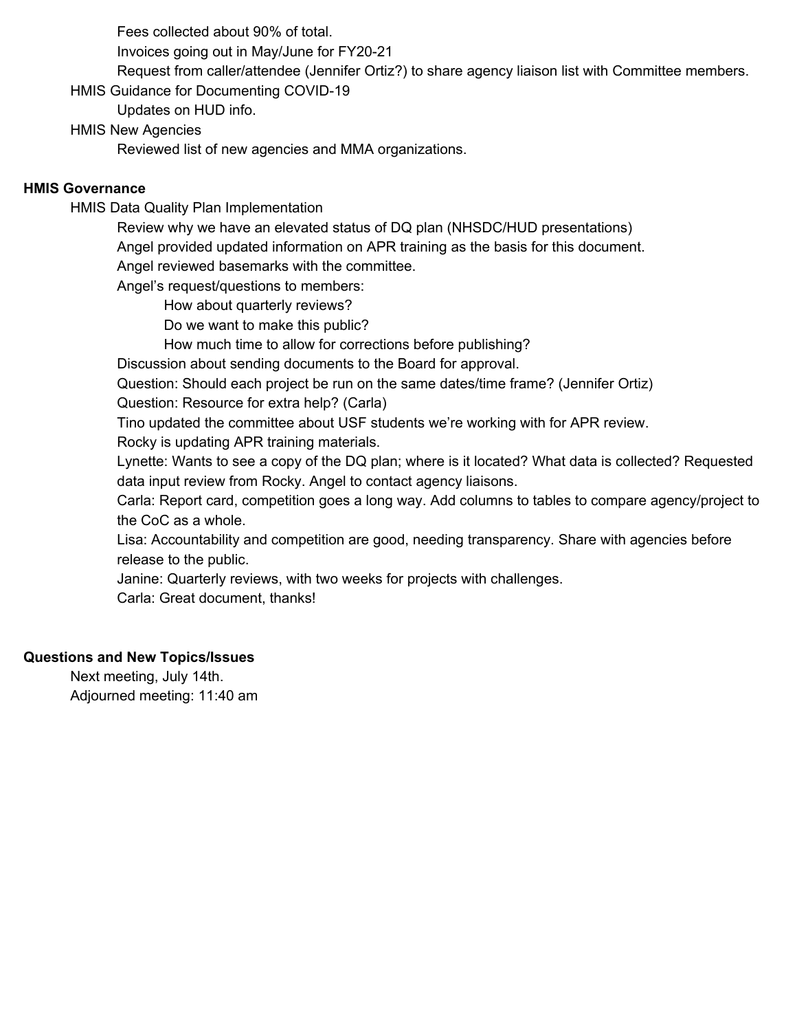- Fees collected about 90% of total.
- Invoices going out in May/June for FY20-21
- Request from caller/attendee (Jennifer Ortiz?) to share agency liaison list with Committee members.

HMIS Guidance for Documenting COVID-19

- Updates on HUD info.

HMIS New Agencies

- Reviewed list of new agencies and MMA organizations.

**HMIS Governance**

HMIS Data Quality Plan Implementation

- Review why we have an elevated status of DQ plan (NHSDC/HUD presentations)
- Angel provided updated information on APR training as the basis for this document.
- Angel reviewed basemarks with the committee.
- Angel's request/questions to members:
  - How about quarterly reviews?
  - Do we want to make this public?
  - How much time to allow for corrections before publishing?
- Discussion about sending documents to the Board for approval.
- Question: Should each project be run on the same dates/time frame? (Jennifer Ortiz)
- Question: Resource for extra help? (Carla)
- Tino updated the committee about USF students we're working with for APR review.
- Rocky is updating APR training materials.
- Lynette: Wants to see a copy of the DQ plan; where is it located? What data is collected? Requested data input review from Rocky. Angel to contact agency liaisons.
- Carla: Report card, competition goes a long way. Add columns to tables to compare agency/project to the CoC as a whole.
- Lisa: Accountability and competition are good, needing transparency. Share with agencies before release to the public.
- Janine: Quarterly reviews, with two weeks for projects with challenges.
- Carla: Great document, thanks!

**Questions and New Topics/Issues**

- Next meeting, July 14th.
- Adjourned meeting: 11:40 am